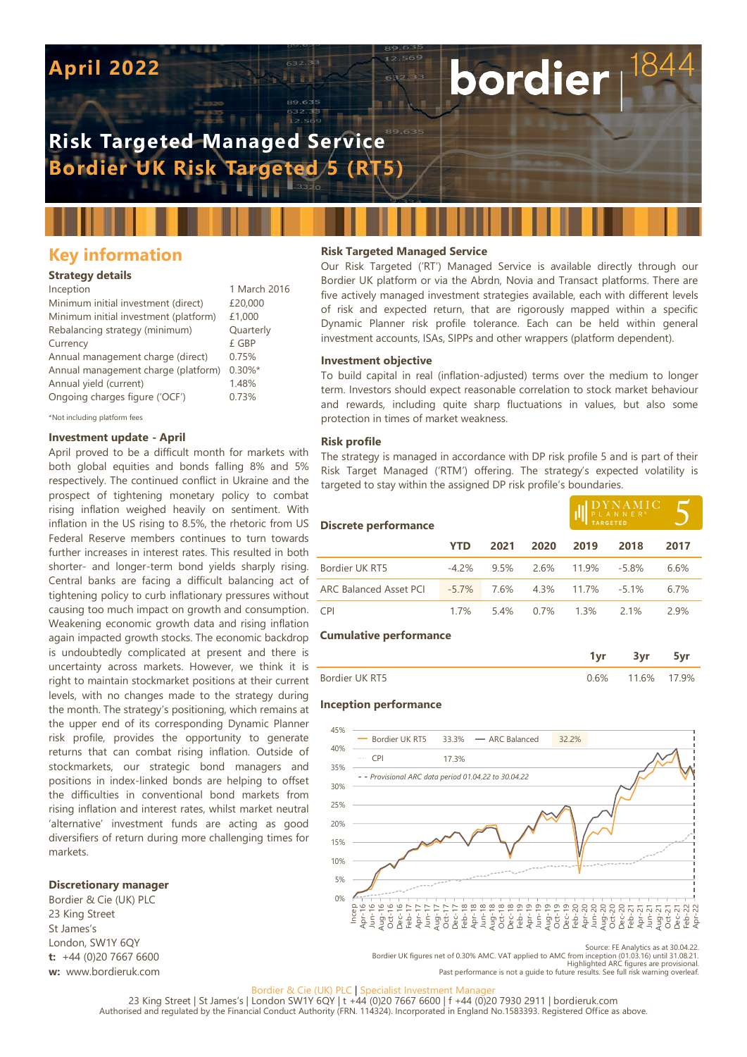# April 2022

**bordier** | 1844

# Risk Targeted Managed Service
# Bordier UK Risk Targeted 5 (RT5)

## Key information

### Strategy details

| | |
|---|---|
| Inception | 1 March 2016 |
| Minimum initial investment (direct) | £20,000 |
| Minimum initial investment (platform) | £1,000 |
| Rebalancing strategy (minimum) | Quarterly |
| Currency | £ GBP |
| Annual management charge (direct) | 0.75% |
| Annual management charge (platform) | 0.30%* |
| Annual yield (current) | 1.48% |
| Ongoing charges figure ('OCF') | 0.73% |

*Not including platform fees

### Investment update - April

April proved to be a difficult month for markets with both global equities and bonds falling 8% and 5% respectively. The continued conflict in Ukraine and the prospect of tightening monetary policy to combat rising inflation weighed heavily on sentiment. With inflation in the US rising to 8.5%, the rhetoric from US Federal Reserve members continues to turn towards further increases in interest rates. This resulted in both shorter- and longer-term bond yields sharply rising. Central banks are facing a difficult balancing act of tightening policy to curb inflationary pressures without causing too much impact on growth and consumption. Weakening economic growth data and rising inflation again impacted growth stocks. The economic backdrop is undoubtedly complicated at present and there is uncertainty across markets. However, we think it is right to maintain stockmarket positions at their current levels, with no changes made to the strategy during the month. The strategy's positioning, which remains at the upper end of its corresponding Dynamic Planner risk profile, provides the opportunity to generate returns that can combat rising inflation. Outside of stockmarkets, our strategic bond managers and positions in index-linked bonds are helping to offset the difficulties in conventional bond markets from rising inflation and interest rates, whilst market neutral 'alternative' investment funds are acting as good diversifiers of return during more challenging times for markets.

### Discretionary manager

Bordier & Cie (UK) PLC
23 King Street
St James's
London, SW1Y 6QY
**t:** +44 (0)20 7667 6600
**w:** www.bordieruk.com

### Risk Targeted Managed Service

Our Risk Targeted ('RT') Managed Service is available directly through our Bordier UK platform or via the Abrdn, Novia and Transact platforms. There are five actively managed investment strategies available, each with different levels of risk and expected return, that are rigorously mapped within a specific Dynamic Planner risk profile tolerance. Each can be held within general investment accounts, ISAs, SIPPs and other wrappers (platform dependent).

### Investment objective

To build capital in real (inflation-adjusted) terms over the medium to longer term. Investors should expect reasonable correlation to stock market behaviour and rewards, including quite sharp fluctuations in values, but also some protection in times of market weakness.

### Risk profile

The strategy is managed in accordance with DP risk profile 5 and is part of their Risk Target Managed ('RTM') offering. The strategy's expected volatility is targeted to stay within the assigned DP risk profile's boundaries.

DYNAMIC PLANNER® TARGETED 5

### Discrete performance

| | YTD | 2021 | 2020 | 2019 | 2018 | 2017 |
|---|---|---|---|---|---|---|
| Bordier UK RT5 | -4.2% | 9.5% | 2.6% | 11.9% | -5.8% | 6.6% |
| ARC Balanced Asset PCI | -5.7% | 7.6% | 4.3% | 11.7% | -5.1% | 6.7% |
| CPI | 1.7% | 5.4% | 0.7% | 1.3% | 2.1% | 2.9% |

### Cumulative performance

| | 1yr | 3yr | 5yr |
|---|---|---|---|
| Bordier UK RT5 | 0.6% | 11.6% | 17.9% |

### Inception performance

Bordier UK RT5 33.3% — ARC Balanced 32.2% — CPI 17.3%
- - *Provisional ARC data period 01.04.22 to 30.04.22*

Source: FE Analytics as at 30.04.22.
Bordier UK figures net of 0.30% AMC. VAT applied to AMC from inception (01.03.16) until 31.08.21.
Highlighted ARC figures are provisional.
Past performance is not a guide to future results. See full risk warning overleaf.

Bordier & Cie (UK) PLC | Specialist Investment Manager
23 King Street | St James's | London SW1Y 6QY | t +44 (0)20 7667 6600 | f +44 (0)20 7930 2911 | bordieruk.com
Authorised and regulated by the Financial Conduct Authority (FRN. 114324). Incorporated in England No.1583393. Registered Office as above.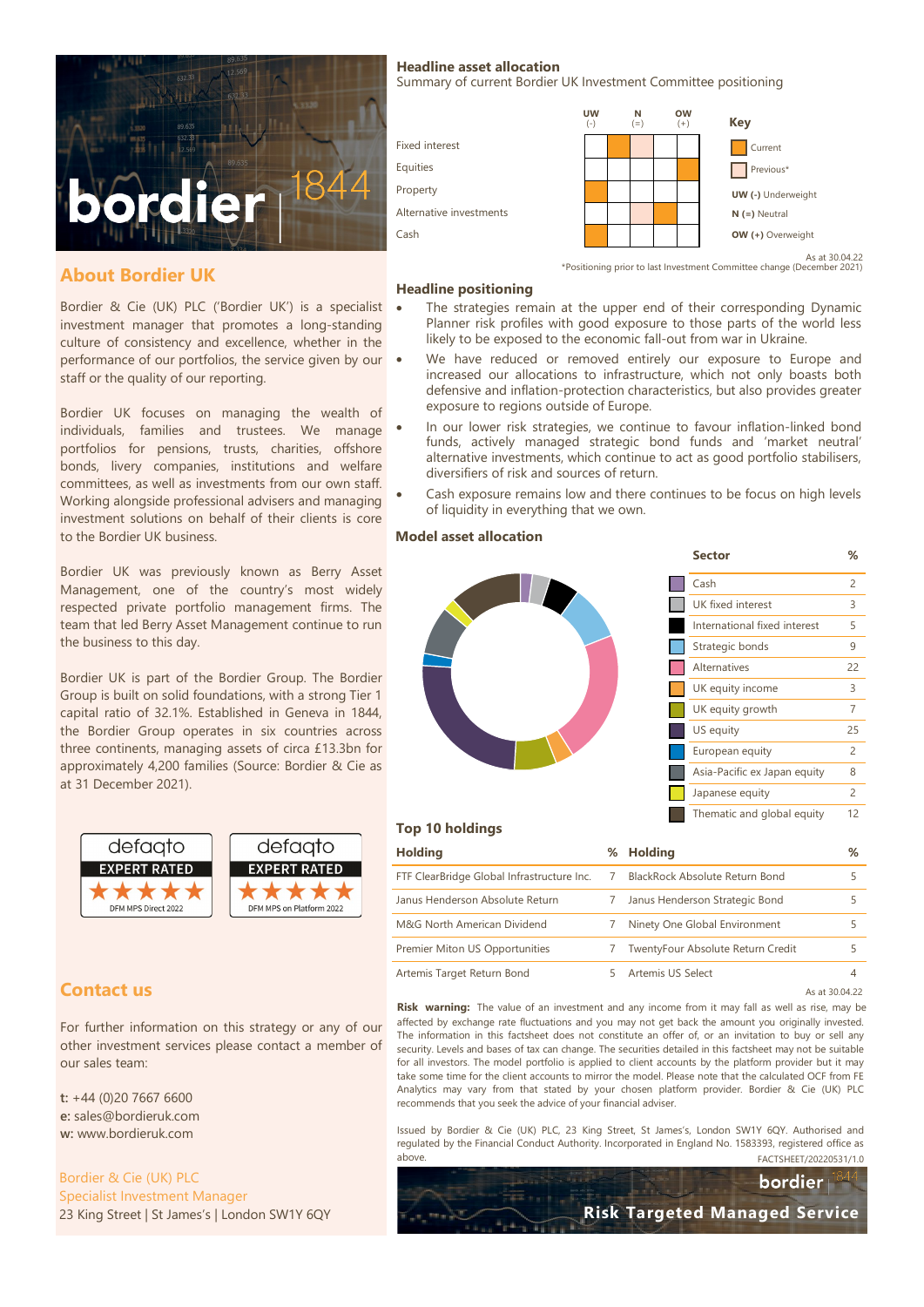## About Bordier UK

Bordier & Cie (UK) PLC ('Bordier UK') is a specialist investment manager that promotes a long-standing culture of consistency and excellence, whether in the performance of our portfolios, the service given by our staff or the quality of our reporting.

Bordier UK focuses on managing the wealth of individuals, families and trustees. We manage portfolios for pensions, trusts, charities, offshore bonds, livery companies, institutions and welfare committees, as well as investments from our own staff. Working alongside professional advisers and managing investment solutions on behalf of their clients is core to the Bordier UK business.

Bordier UK was previously known as Berry Asset Management, one of the country's most widely respected private portfolio management firms. The team that led Berry Asset Management continue to run the business to this day.

Bordier UK is part of the Bordier Group. The Bordier Group is built on solid foundations, with a strong Tier 1 capital ratio of 32.1%. Established in Geneva in 1844, the Bordier Group operates in six countries across three continents, managing assets of circa £13.3bn for approximately 4,200 families (Source: Bordier & Cie as at 31 December 2021).

defaqto EXPERT RATED ★★★★★ DFM MPS Direct 2022

defaqto EXPERT RATED ★★★★★ DFM MPS on Platform 2022

## Contact us

For further information on this strategy or any of our other investment services please contact a member of our sales team:

**t:** +44 (0)20 7667 6600
**e:** sales@bordieruk.com
**w:** www.bordieruk.com

Bordier & Cie (UK) PLC
Specialist Investment Manager
23 King Street | St James's | London SW1Y 6QY

### Headline asset allocation

Summary of current Bordier UK Investment Committee positioning

| | UW (-) | | N (=) | | OW (+) |
|---|---|---|---|---|---|
| Fixed interest | | Current | | | |
| Equities | | | | | Current |
| Property | Current | | | | |
| Alternative investments | | | Previous* | Current | |
| Cash | Current | | | | |

Key: Current; Previous*; **UW (-)** Underweight; **N (=)** Neutral; **OW (+)** Overweight

As at 30.04.22
*Positioning prior to last Investment Committee change (December 2021)

### Headline positioning

- The strategies remain at the upper end of their corresponding Dynamic Planner risk profiles with good exposure to those parts of the world less likely to be exposed to the economic fall-out from war in Ukraine.
- We have reduced or removed entirely our exposure to Europe and increased our allocations to infrastructure, which not only boasts both defensive and inflation-protection characteristics, but also provides greater exposure to regions outside of Europe.
- In our lower risk strategies, we continue to favour inflation-linked bond funds, actively managed strategic bond funds and 'market neutral' alternative investments, which continue to act as good portfolio stabilisers, diversifiers of risk and sources of return.
- Cash exposure remains low and there continues to be focus on high levels of liquidity in everything that we own.

### Model asset allocation

| Sector | % |
|---|---|
| Cash | 2 |
| UK fixed interest | 3 |
| International fixed interest | 5 |
| Strategic bonds | 9 |
| Alternatives | 22 |
| UK equity income | 3 |
| UK equity growth | 7 |
| US equity | 25 |
| European equity | 2 |
| Asia-Pacific ex Japan equity | 8 |
| Japanese equity | 2 |
| Thematic and global equity | 12 |

### Top 10 holdings

| Holding | % | Holding | % |
|---|---|---|---|
| FTF ClearBridge Global Infrastructure Inc. | 7 | BlackRock Absolute Return Bond | 5 |
| Janus Henderson Absolute Return | 7 | Janus Henderson Strategic Bond | 5 |
| M&G North American Dividend | 7 | Ninety One Global Environment | 5 |
| Premier Miton US Opportunities | 7 | TwentyFour Absolute Return Credit | 5 |
| Artemis Target Return Bond | 5 | Artemis US Select | 4 |

As at 30.04.22

**Risk warning:** The value of an investment and any income from it may fall as well as rise, may be affected by exchange rate fluctuations and you may not get back the amount you originally invested. The information in this factsheet does not constitute an offer of, or an invitation to buy or sell any security. Levels and bases of tax can change. The securities detailed in this factsheet may not be suitable for all investors. The model portfolio is applied to client accounts by the platform provider but it may take some time for the client accounts to mirror the model. Please note that the calculated OCF from FE Analytics may vary from that stated by your chosen platform provider. Bordier & Cie (UK) PLC recommends that you seek the advice of your financial adviser.

Issued by Bordier & Cie (UK) PLC, 23 King Street, St James's, London SW1Y 6QY. Authorised and regulated by the Financial Conduct Authority. Incorporated in England No. 1583393, registered office as above.

FACTSHEET/20220531/1.0

bordier 1844
Risk Targeted Managed Service